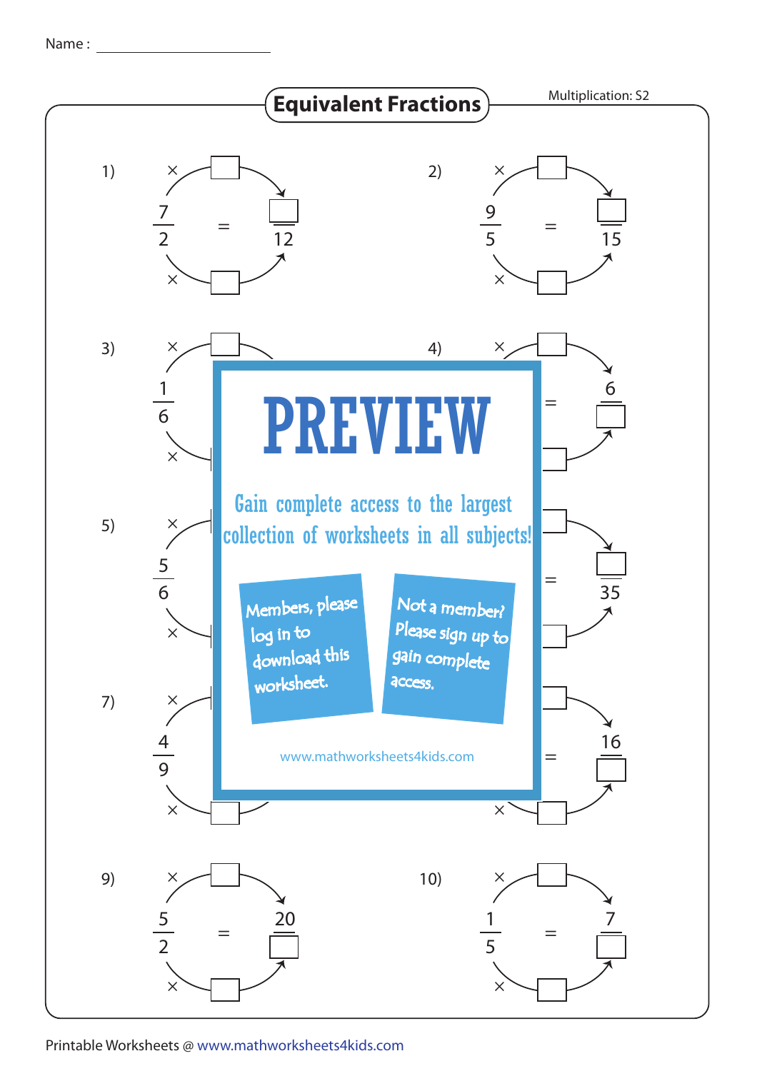Name : ____________________

# Equivalent Fractions

Multiplication: S2

1) $\frac{7}{2} = \frac{\square}{12}$

2) $\frac{9}{5} = \frac{\square}{15}$

3) $\frac{1}{6}$

4) $= \frac{6}{\square}$

5) $\frac{5}{6}$

6) $= \frac{\square}{35}$

7) $\frac{4}{9}$

8) $= \frac{16}{\square}$

9) $\frac{5}{2} = \frac{20}{\square}$

10) $\frac{1}{5} = \frac{7}{\square}$

**PREVIEW**

Gain complete access to the largest collection of worksheets in all subjects!

Members, please log in to download this worksheet.

Not a member? Please sign up to gain complete access.

www.mathworksheets4kids.com

Printable Worksheets @ www.mathworksheets4kids.com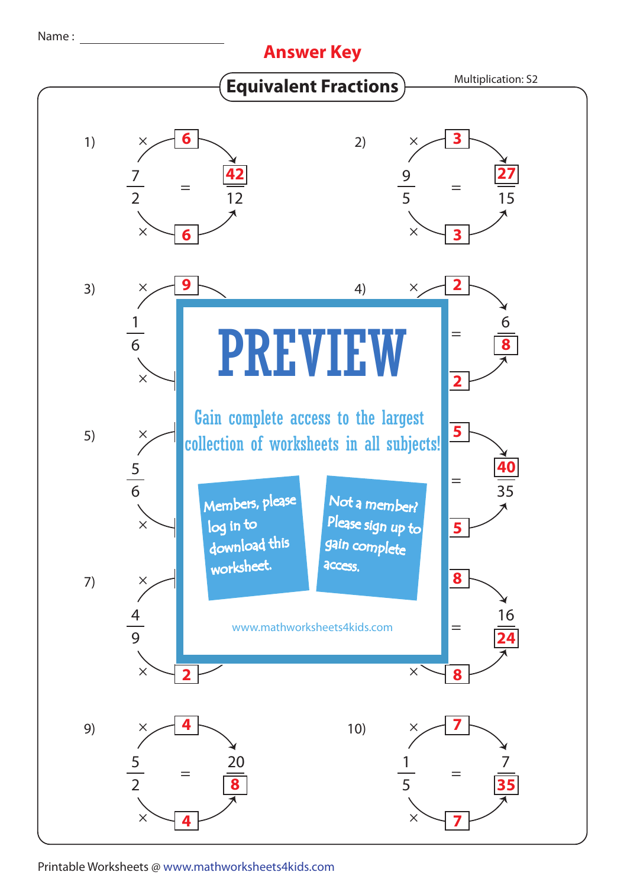Name : ____________________

**Answer Key**

# Equivalent Fractions

Multiplication: S2

1) $\frac{7}{2} = \frac{42}{12}$ (× 6, × 6)

2) $\frac{9}{5} = \frac{27}{15}$ (× 3, × 3)

3) $\frac{1}{6}$ (× 9)

4) $= \frac{6}{8}$ (× 2, × 2)

5) $\frac{5}{6}$

6) $= \frac{40}{35}$ (× 5, × 5)

7) $\frac{4}{9}$ (× 2)

8) $= \frac{16}{24}$ (× 8, × 8)

9) $\frac{5}{2} = \frac{20}{8}$ (× 4, × 4)

10) $\frac{1}{5} = \frac{7}{35}$ (× 7, × 7)

PREVIEW

Gain complete access to the largest collection of worksheets in all subjects!

Members, please log in to download this worksheet.

Not a member? Please sign up to gain complete access.

www.mathworksheets4kids.com

Printable Worksheets @ www.mathworksheets4kids.com